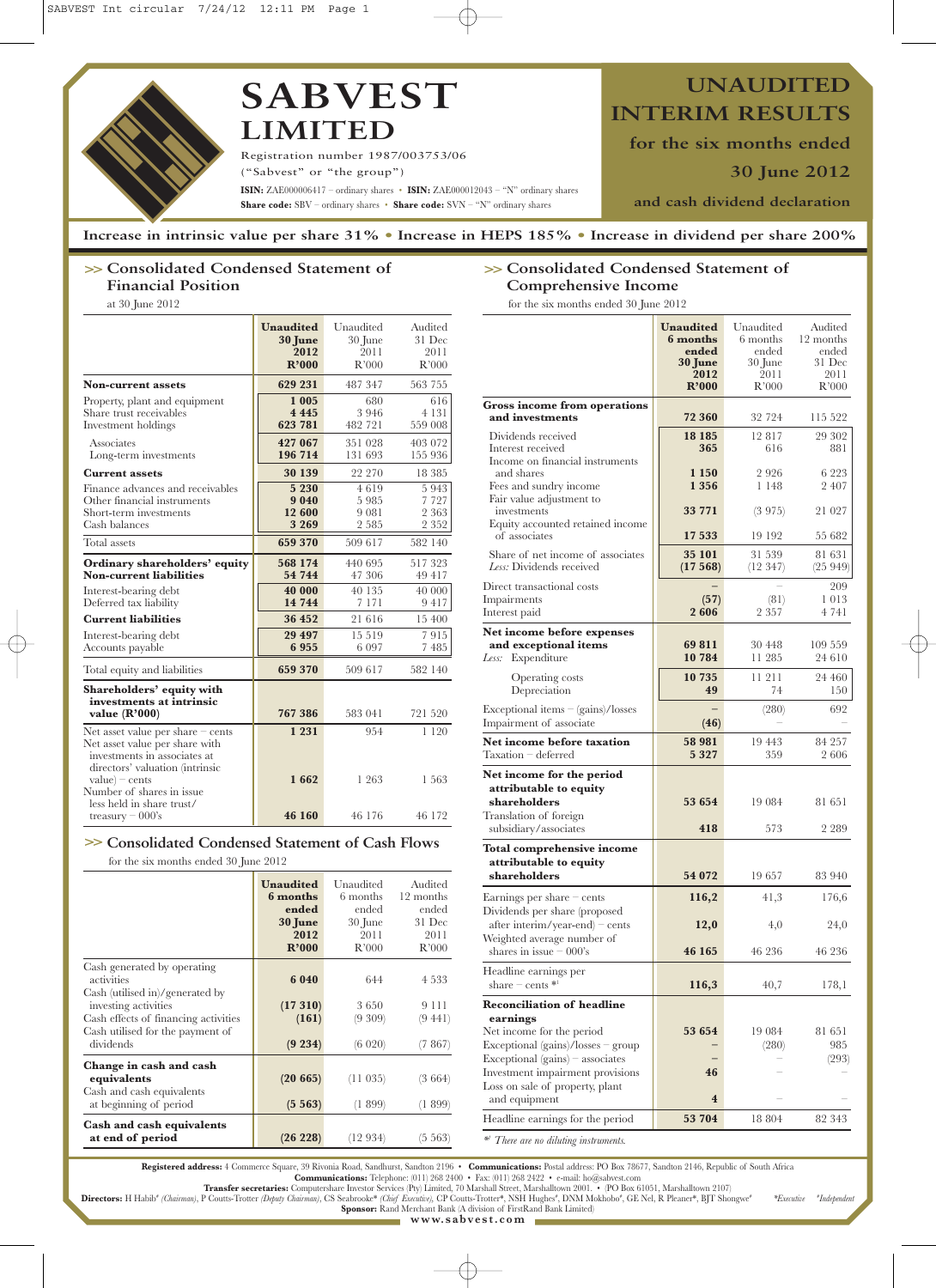# SABVEST LIMITED

Registration number 1987/003753/06
("Sabvest" or "the group")
**ISIN:** ZAE000006417 – ordinary shares • **ISIN:** ZAE000012043 – "N" ordinary shares
**Share code:** SBV – ordinary shares • **Share code:** SVN – "N" ordinary shares

# UNAUDITED INTERIM RESULTS for the six months ended 30 June 2012 and cash dividend declaration

**Increase in intrinsic value per share 31% • Increase in HEPS 185% • Increase in dividend per share 200%**

## >> Consolidated Condensed Statement of Financial Position

at 30 June 2012

| | **Unaudited 30 June 2012 R'000** | Unaudited 30 June 2011 R'000 | Audited 31 Dec 2011 R'000 |
|---|---|---|---|
| **Non-current assets** | **629 231** | 487 347 | 563 755 |
| Property, plant and equipment | **1 005** | 680 | 616 |
| Share trust receivables | **4 445** | 3 946 | 4 131 |
| Investment holdings | **623 781** | 482 721 | 559 008 |
| Associates | **427 067** | 351 028 | 403 072 |
| Long-term investments | **196 714** | 131 693 | 155 936 |
| **Current assets** | **30 139** | 22 270 | 18 385 |
| Finance advances and receivables | **5 230** | 4 619 | 5 943 |
| Other financial instruments | **9 040** | 5 985 | 7 727 |
| Short-term investments | **12 600** | 9 081 | 2 363 |
| Cash balances | **3 269** | 2 585 | 2 352 |
| Total assets | **659 370** | 509 617 | 582 140 |
| **Ordinary shareholders' equity** | **568 174** | 440 695 | 517 323 |
| **Non-current liabilities** | **54 744** | 47 306 | 49 417 |
| Interest-bearing debt | **40 000** | 40 135 | 40 000 |
| Deferred tax liability | **14 744** | 7 171 | 9 417 |
| **Current liabilities** | **36 452** | 21 616 | 15 400 |
| Interest-bearing debt | **29 497** | 15 519 | 7 915 |
| Accounts payable | **6 955** | 6 097 | 7 485 |
| Total equity and liabilities | **659 370** | 509 617 | 582 140 |
| **Shareholders' equity with investments at intrinsic value (R'000)** | **767 386** | 583 041 | 721 520 |
| Net asset value per share – cents | **1 231** | 954 | 1 120 |
| Net asset value per share with investments in associates at directors' valuation (intrinsic value) – cents | **1 662** | 1 263 | 1 563 |
| Number of shares in issue less held in share trust/treasury – 000's | **46 160** | 46 176 | 46 172 |

## >> Consolidated Condensed Statement of Cash Flows

for the six months ended 30 June 2012

| | **Unaudited 6 months ended 30 June 2012 R'000** | Unaudited 6 months ended 30 June 2011 R'000 | Audited 12 months ended 31 Dec 2011 R'000 |
|---|---|---|---|
| Cash generated by operating activities | **6 040** | 644 | 4 533 |
| Cash (utilised in)/generated by investing activities | **(17 310)** | 3 650 | 9 111 |
| Cash effects of financing activities | **(161)** | (9 309) | (9 441) |
| Cash utilised for the payment of dividends | **(9 234)** | (6 020) | (7 867) |
| **Change in cash and cash equivalents** | **(20 665)** | (11 035) | (3 664) |
| Cash and cash equivalents at beginning of period | **(5 563)** | (1 899) | (1 899) |
| **Cash and cash equivalents at end of period** | **(26 228)** | (12 934) | (5 563) |

## >> Consolidated Condensed Statement of Comprehensive Income

for the six months ended 30 June 2012

| | **Unaudited 6 months ended 30 June 2012 R'000** | Unaudited 6 months ended 30 June 2011 R'000 | Audited 12 months ended 31 Dec 2011 R'000 |
|---|---|---|---|
| **Gross income from operations and investments** | **72 360** | 32 724 | 115 522 |
| Dividends received | **18 185** | 12 817 | 29 302 |
| Interest received | **365** | 616 | 881 |
| Income on financial instruments and shares | **1 150** | 2 926 | 6 223 |
| Fees and sundry income | **1 356** | 1 148 | 2 407 |
| Fair value adjustment to investments | **33 771** | (3 975) | 21 027 |
| Equity accounted retained income of associates | **17 533** | 19 192 | 55 682 |
| Share of net income of associates | **35 101** | 31 539 | 81 631 |
| *Less:* Dividends received | **(17 568)** | (12 347) | (25 949) |
| Direct transactional costs | **–** | – | 209 |
| Impairments | **(57)** | (81) | 1 013 |
| Interest paid | **2 606** | 2 357 | 4 741 |
| **Net income before expenses and exceptional items** | **69 811** | 30 448 | 109 559 |
| *Less:* Expenditure | **10 784** | 11 285 | 24 610 |
| Operating costs | **10 735** | 11 211 | 24 460 |
| Depreciation | **49** | 74 | 150 |
| Exceptional items – (gains)/losses | **–** | (280) | 692 |
| Impairment of associate | **(46)** | – | – |
| **Net income before taxation** | **58 981** | 19 443 | 84 257 |
| Taxation – deferred | **5 327** | 359 | 2 606 |
| **Net income for the period attributable to equity shareholders** | **53 654** | 19 084 | 81 651 |
| Translation of foreign subsidiary/associates | **418** | 573 | 2 289 |
| **Total comprehensive income attributable to equity shareholders** | **54 072** | 19 657 | 83 940 |
| Earnings per share – cents | **116,2** | 41,3 | 176,6 |
| Dividends per share (proposed after interim/year-end) – cents | **12,0** | 4,0 | 24,0 |
| Weighted average number of shares in issue – 000's | **46 165** | 46 236 | 46 236 |
| Headline earnings per share – cents *[1] | **116,3** | 40,7 | 178,1 |
| **Reconciliation of headline earnings** | | | |
| Net income for the period | **53 654** | 19 084 | 81 651 |
| Exceptional (gains)/losses – group | **–** | (280) | 985 |
| Exceptional (gains) – associates | **–** | – | (293) |
| Investment impairment provisions | **46** | – | – |
| Loss on sale of property, plant and equipment | **4** | – | – |
| Headline earnings for the period | **53 704** | 18 804 | 82 343 |

*[1] *There are no diluting instruments.*

**Registered address:** 4 Commerce Square, 39 Rivonia Road, Sandhurst, Sandton 2196 • **Communications:** Postal address: PO Box 78677, Sandton 2146, Republic of South Africa
**Communications:** Telephone: (011) 268 2400 • Fax: (011) 268 2422 • e-mail: ho@sabvest.com
**Transfer secretaries:** Computershare Investor Services (Pty) Limited, 70 Marshall Street, Marshalltown 2001. • (PO Box 61051, Marshalltown 2107)
**Directors:** H Habib[#] *(Chairman)*, P Coutts-Trotter *(Deputy Chairman)*, CS Seabrooke* *(Chief Executive)*, CP Coutts-Trotter*, NSH Hughes[#], DNM Mokhobo[#], GE Nel, R Pleaner*, BJT Shongwe[#] *Executive [#]Independent
**Sponsor:** Rand Merchant Bank (A division of FirstRand Bank Limited)
**www.sabvest.com**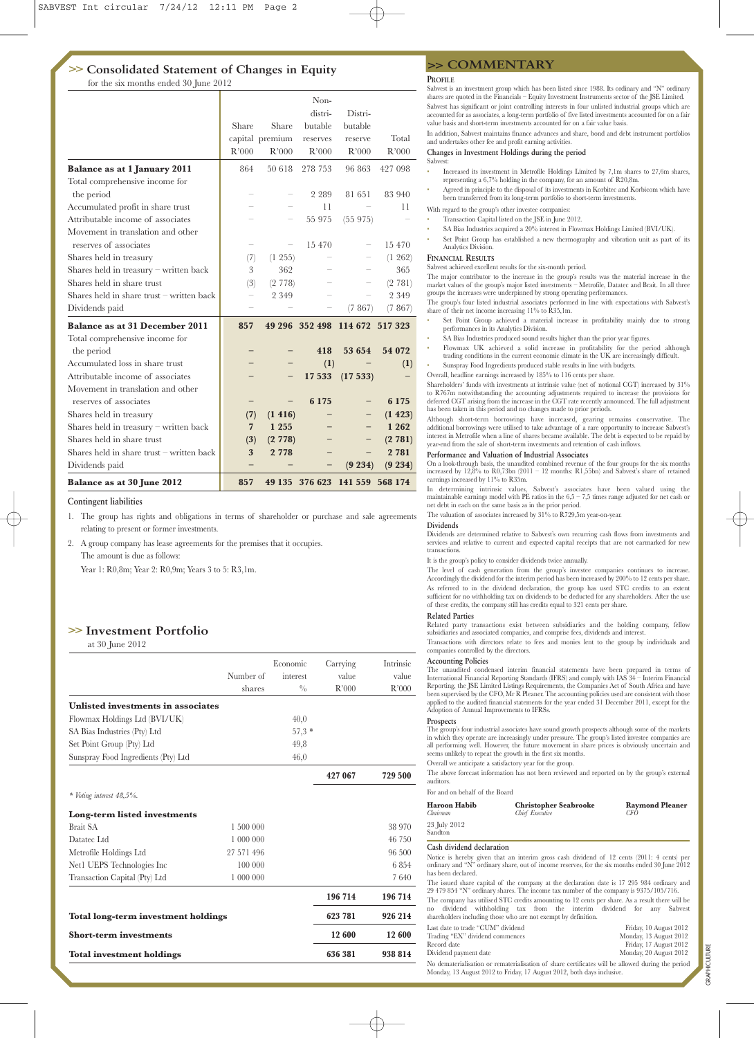## >> Consolidated Statement of Changes in Equity

for the six months ended 30 June 2012

| | Share capital R'000 | Share premium R'000 | Non-distri-butable reserves R'000 | Distri-butable reserve R'000 | Total R'000 |
|---|---|---|---|---|---|
| **Balance as at 1 January 2011** | 864 | 50 618 | 278 753 | 96 863 | 427 098 |
| Total comprehensive income for the period | – | – | 2 289 | 81 651 | 83 940 |
| Accumulated profit in share trust | – | – | 11 | – | 11 |
| Attributable income of associates | – | – | 55 975 | (55 975) | – |
| Movement in translation and other reserves of associates | – | – | 15 470 | – | 15 470 |
| Shares held in treasury | (7) | (1 255) | – | – | (1 262) |
| Shares held in treasury – written back | 3 | 362 | – | – | 365 |
| Shares held in share trust | (3) | (2 778) | – | – | (2 781) |
| Shares held in share trust – written back | – | 2 349 | – | – | 2 349 |
| Dividends paid | – | – | – | (7 867) | (7 867) |
| **Balance as at 31 December 2011** | **857** | **49 296** | **352 498** | **114 672** | **517 323** |
| Total comprehensive income for the period | – | – | 418 | 53 654 | 54 072 |
| Accumulated loss in share trust | – | – | (1) | – | (1) |
| Attributable income of associates | – | – | 17 533 | (17 533) | – |
| Movement in translation and other reserves of associates | – | – | 6 175 | – | 6 175 |
| Shares held in treasury | (7) | (1 416) | – | – | (1 423) |
| Shares held in treasury – written back | 7 | 1 255 | – | – | 1 262 |
| Shares held in share trust | (3) | (2 778) | – | – | (2 781) |
| Shares held in share trust – written back | 3 | 2 778 | – | – | 2 781 |
| Dividends paid | – | – | – | (9 234) | (9 234) |
| **Balance as at 30 June 2012** | **857** | **49 135** | **376 623** | **141 559** | **568 174** |

### Contingent liabilities

1. The group has rights and obligations in terms of shareholder or purchase and sale agreements relating to present or former investments.
2. A group company has lease agreements for the premises that it occupies.
   The amount is due as follows:
   Year 1: R0,8m; Year 2: R0,9m; Years 3 to 5: R3,1m.

## >> Investment Portfolio

at 30 June 2012

| | Number of shares | Economic interest % | Carrying value R'000 | Intrinsic value R'000 |
|---|---|---|---|---|
| **Unlisted investments in associates** | | | | |
| Flowmax Holdings Ltd (BVI/UK) | | 40,0 | | |
| SA Bias Industries (Pty) Ltd | | 57,3 * | | |
| Set Point Group (Pty) Ltd | | 49,8 | | |
| Sunspray Food Ingredients (Pty) Ltd | | 46,0 | | |
| | | | **427 067** | **729 500** |

*\* Voting interest 48,5%.*

| | Number of shares | Economic interest % | Carrying value R'000 | Intrinsic value R'000 |
|---|---|---|---|---|
| **Long-term listed investments** | | | | |
| Brait SA | 1 500 000 | | | 38 970 |
| Datatec Ltd | 1 000 000 | | | 46 750 |
| Metrofile Holdings Ltd | 27 571 496 | | | 96 500 |
| Net1 UEPS Technologies Inc | 100 000 | | | 6 854 |
| Transaction Capital (Pty) Ltd | 1 000 000 | | | 7 640 |
| | | | **196 714** | **196 714** |
| **Total long-term investment holdings** | | | **623 781** | **926 214** |
| **Short-term investments** | | | **12 600** | **12 600** |
| **Total investment holdings** | | | **636 381** | **938 814** |

## >> COMMENTARY

### Profile

Sabvest is an investment group which has been listed since 1988. Its ordinary and "N" ordinary shares are quoted in the Financials – Equity Investment Instruments sector of the JSE Limited.

Sabvest has significant or joint controlling interests in four unlisted industrial groups which are accounted for as associates, a long-term portfolio of five listed investments accounted for on a fair value basis and short-term investments accounted for on a fair value basis.

In addition, Sabvest maintains finance advances and share, bond and debt instrument portfolios and undertakes other fee and profit earning activities.

#### Changes in Investment Holdings during the period

Sabvest:

- Increased its investment in Metrofile Holdings Limited by 7,1m shares to 27,6m shares, representing a 6,7% holding in the company, for an amount of R20,8m.
- Agreed in principle to the disposal of its investments in Korbitec and Korbicom which have been transferred from its long-term portfolio to short-term investments.

With regard to the group's other investee companies:

- Transaction Capital listed on the JSE in June 2012.
- SA Bias Industries acquired a 20% interest in Flowmax Holdings Limited (BVI/UK).
- Set Point Group has established a new thermography and vibration unit as part of its Analytics Division.

### Financial Results

Sabvest achieved excellent results for the six-month period.

The major contributor to the increase in the group's results was the material increase in the market values of the group's major listed investments – Metrofile, Datatec and Brait. In all three groups the increases were underpinned by strong operating performances.

The group's four listed industrial associates performed in line with expectations with Sabvest's share of their net income increasing 11% to R35,1m.

- Set Point Group achieved a material increase in profitability mainly due to strong performances in its Analytics Division.
- SA Bias Industries produced sound results higher than the prior year figures.
- Flowmax UK achieved a solid increase in profitability for the period although trading conditions in the current economic climate in the UK are increasingly difficult.
- Sunspray Food Ingredients produced stable results in line with budgets.

Overall, headline earnings increased by 185% to 116 cents per share.

Shareholders' funds with investments at intrinsic value (net of notional CGT) increased by 31% to R767m notwithstanding the accounting adjustments required to increase the provisions for deferred CGT arising from the increase in the CGT rate recently announced. The full adjustment has been taken in this period and no changes made to prior periods.

Although short-term borrowings have increased, gearing remains conservative. The additional borrowings were utilised to take advantage of a rare opportunity to increase Sabvest's interest in Metrofile when a line of shares became available. The debt is expected to be repaid by year-end from the sale of short-term investments and retention of cash inflows.

#### Performance and Valuation of Industrial Associates

On a look-through basis, the unaudited combined revenue of the four groups for the six months increased by 12,8% to R0,73bn (2011 – 12 months: R1,55bn) and Sabvest's share of retained earnings increased by 11% to R35m.

In determining intrinsic values, Sabvest's associates have been valued using the maintainable earnings model with PE ratios in the 6,5 – 7,5 times range adjusted for net cash or net debt in each on the same basis as in the prior period.

The valuation of associates increased by 31% to R729,5m year-on-year.

#### Dividends

Dividends are determined relative to Sabvest's own recurring cash flows from investments and services and relative to current and expected capital receipts that are not earmarked for new transactions.

It is the group's policy to consider dividends twice annually.

The level of cash generation from the group's investee companies continues to increase. Accordingly the dividend for the interim period has been increased by 200% to 12 cents per share.

As referred to in the dividend declaration, the group has used STC credits to an extent sufficient for no withholding tax on dividends to be deducted for any shareholders. After the use of these credits, the company still has credits equal to 321 cents per share.

#### Related Parties

Related party transactions exist between subsidiaries and the holding company, fellow subsidiaries and associated companies, and comprise fees, dividends and interest.

Transactions with directors relate to fees and monies lent to the group by individuals and companies controlled by the directors.

#### Accounting Policies

The unaudited condensed interim financial statements have been prepared in terms of International Financial Reporting Standards (IFRS) and comply with IAS 34 – Interim Financial Reporting, the JSE Limited Listings Requirements, the Companies Act of South Africa and have been supervised by the CFO, Mr R Pleaner. The accounting policies used are consistent with those applied to the audited financial statements for the year ended 31 December 2011, except for the Adoption of Annual Improvements to IFRSs.

#### Prospects

The group's four industrial associates have sound growth prospects although some of the markets in which they operate are increasingly under pressure. The group's listed investee companies are all performing well. However, the future movement in share prices is obviously uncertain and seems unlikely to repeat the growth in the first six months.

Overall we anticipate a satisfactory year for the group.

The above forecast information has not been reviewed and reported on by the group's external auditors.

For and on behalf of the Board

| | | |
|---|---|---|
| **Haroon Habib** | **Christopher Seabrooke** | **Raymond Pleaner** |
| *Chairman* | *Chief Executive* | *CFO* |

23 July 2012
Sandton

#### Cash dividend declaration

Notice is hereby given that an interim gross cash dividend of 12 cents (2011: 4 cents) per ordinary and "N" ordinary share, out of income reserves, for the six months ended 30 June 2012 has been declared.

The issued share capital of the company at the declaration date is 17 295 984 ordinary and 29 479 854 "N" ordinary shares. The income tax number of the company is 9375/105/716.

The company has utilised STC credits amounting to 12 cents per share. As a result there will be no dividend withholding tax from the interim dividend for any Sabvest shareholders including those who are not exempt by definition.

| | |
|---|---|
| Last date to trade "CUM" dividend | Friday, 10 August 2012 |
| Trading "EX" dividend commences | Monday, 13 August 2012 |
| Record date | Friday, 17 August 2012 |
| Dividend payment date | Monday, 20 August 2012 |

No dematerialisation or rematerialisation of share certificates will be allowed during the period Monday, 13 August 2012 to Friday, 17 August 2012, both days inclusive.